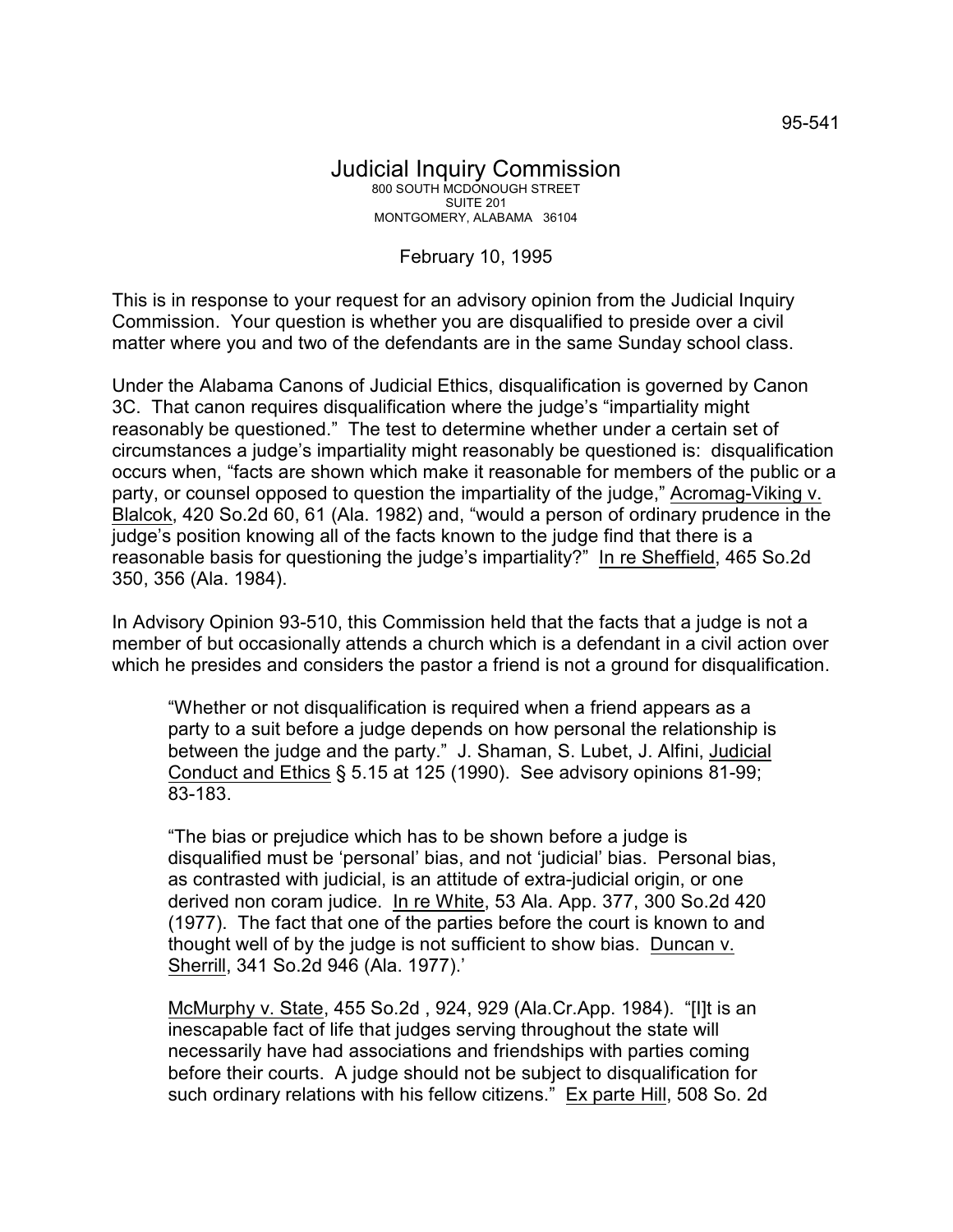95-541

# Judicial Inquiry Commission

800 SOUTH MCDONOUGH STREET
SUITE 201
MONTGOMERY, ALABAMA 36104

February 10, 1995

This is in response to your request for an advisory opinion from the Judicial Inquiry Commission. Your question is whether you are disqualified to preside over a civil matter where you and two of the defendants are in the same Sunday school class.

Under the Alabama Canons of Judicial Ethics, disqualification is governed by Canon 3C. That canon requires disqualification where the judge's "impartiality might reasonably be questioned." The test to determine whether under a certain set of circumstances a judge's impartiality might reasonably be questioned is: disqualification occurs when, "facts are shown which make it reasonable for members of the public or a party, or counsel opposed to question the impartiality of the judge," Acromag-Viking v. Blalcok, 420 So.2d 60, 61 (Ala. 1982) and, "would a person of ordinary prudence in the judge's position knowing all of the facts known to the judge find that there is a reasonable basis for questioning the judge's impartiality?" In re Sheffield, 465 So.2d 350, 356 (Ala. 1984).

In Advisory Opinion 93-510, this Commission held that the facts that a judge is not a member of but occasionally attends a church which is a defendant in a civil action over which he presides and considers the pastor a friend is not a ground for disqualification.

> "Whether or not disqualification is required when a friend appears as a party to a suit before a judge depends on how personal the relationship is between the judge and the party." J. Shaman, S. Lubet, J. Alfini, Judicial Conduct and Ethics § 5.15 at 125 (1990). See advisory opinions 81-99; 83-183.
>
> "The bias or prejudice which has to be shown before a judge is disqualified must be 'personal' bias, and not 'judicial' bias. Personal bias, as contrasted with judicial, is an attitude of extra-judicial origin, or one derived non coram judice. In re White, 53 Ala. App. 377, 300 So.2d 420 (1977). The fact that one of the parties before the court is known to and thought well of by the judge is not sufficient to show bias. Duncan v. Sherrill, 341 So.2d 946 (Ala. 1977).'
>
> McMurphy v. State, 455 So.2d , 924, 929 (Ala.Cr.App. 1984). "[I]t is an inescapable fact of life that judges serving throughout the state will necessarily have had associations and friendships with parties coming before their courts. A judge should not be subject to disqualification for such ordinary relations with his fellow citizens." Ex parte Hill, 508 So. 2d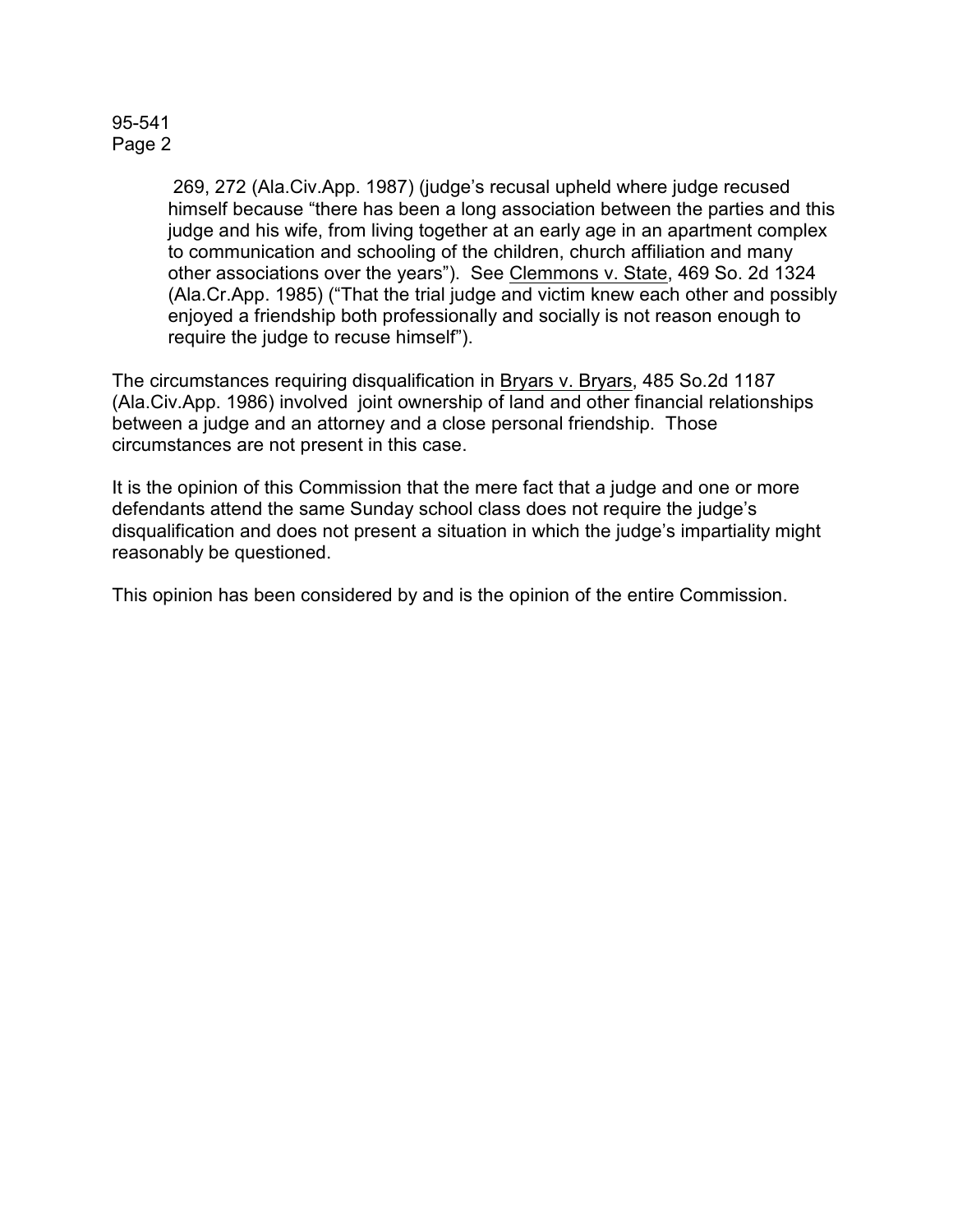269, 272 (Ala.Civ.App. 1987) (judge's recusal upheld where judge recused himself because "there has been a long association between the parties and this judge and his wife, from living together at an early age in an apartment complex to communication and schooling of the children, church affiliation and many other associations over the years"). See Clemmons v. State, 469 So. 2d 1324 (Ala.Cr.App. 1985) ("That the trial judge and victim knew each other and possibly enjoyed a friendship both professionally and socially is not reason enough to require the judge to recuse himself").

The circumstances requiring disqualification in Bryars v. Bryars, 485 So.2d 1187 (Ala.Civ.App. 1986) involved joint ownership of land and other financial relationships between a judge and an attorney and a close personal friendship. Those circumstances are not present in this case.

It is the opinion of this Commission that the mere fact that a judge and one or more defendants attend the same Sunday school class does not require the judge's disqualification and does not present a situation in which the judge's impartiality might reasonably be questioned.

This opinion has been considered by and is the opinion of the entire Commission.